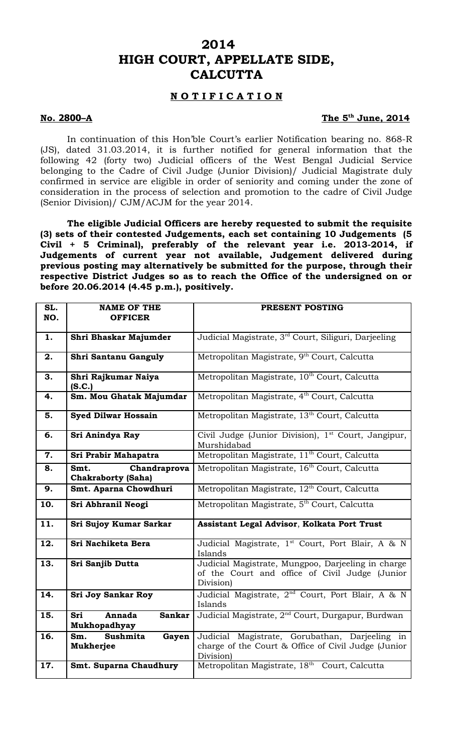# 2014
# HIGH COURT, APPELLATE SIDE, CALCUTTA

## NOTIFICATION

**No. 2800–A** **The 5th June, 2014**

In continuation of this Hon'ble Court's earlier Notification bearing no. 868-R (JS), dated 31.03.2014, it is further notified for general information that the following 42 (forty two) Judicial officers of the West Bengal Judicial Service belonging to the Cadre of Civil Judge (Junior Division)/ Judicial Magistrate duly confirmed in service are eligible in order of seniority and coming under the zone of consideration in the process of selection and promotion to the cadre of Civil Judge (Senior Division)/ CJM/ACJM for the year 2014.

**The eligible Judicial Officers are hereby requested to submit the requisite (3) sets of their contested Judgements, each set containing 10 Judgements (5 Civil + 5 Criminal), preferably of the relevant year i.e. 2013-2014, if Judgements of current year not available, Judgement delivered during previous posting may alternatively be submitted for the purpose, through their respective District Judges so as to reach the Office of the undersigned on or before 20.06.2014 (4.45 p.m.), positively.**

| SL. NO. | NAME OF THE OFFICER | PRESENT POSTING |
|---|---|---|
| **1.** | **Shri Bhaskar Majumder** | Judicial Magistrate, 3rd Court, Siliguri, Darjeeling |
| **2.** | **Shri Santanu Ganguly** | Metropolitan Magistrate, 9th Court, Calcutta |
| **3.** | **Shri Rajkumar Naiya (S.C.)** | Metropolitan Magistrate, 10th Court, Calcutta |
| **4.** | **Sm. Mou Ghatak Majumdar** | Metropolitan Magistrate, 4th Court, Calcutta |
| **5.** | **Syed Dilwar Hossain** | Metropolitan Magistrate, 13th Court, Calcutta |
| **6.** | **Sri Anindya Ray** | Civil Judge (Junior Division), 1st Court, Jangipur, Murshidabad |
| **7.** | **Sri Prabir Mahapatra** | Metropolitan Magistrate, 11th Court, Calcutta |
| **8.** | **Smt. Chandraprova Chakraborty (Saha)** | Metropolitan Magistrate, 16th Court, Calcutta |
| **9.** | **Smt. Aparna Chowdhuri** | Metropolitan Magistrate, 12th Court, Calcutta |
| **10.** | **Sri Abhranil Neogi** | Metropolitan Magistrate, 5th Court, Calcutta |
| **11.** | **Sri Sujoy Kumar Sarkar** | **Assistant Legal Advisor**, **Kolkata Port Trust** |
| **12.** | **Sri Nachiketa Bera** | Judicial Magistrate, 1st Court, Port Blair, A & N Islands |
| **13.** | **Sri Sanjib Dutta** | Judicial Magistrate, Mungpoo, Darjeeling in charge of the Court and office of Civil Judge (Junior Division) |
| **14.** | **Sri Joy Sankar Roy** | Judicial Magistrate, 2nd Court, Port Blair, A & N Islands |
| **15.** | **Sri Annada Sankar Mukhopadhyay** | Judicial Magistrate, 2nd Court, Durgapur, Burdwan |
| **16.** | **Sm. Sushmita Gayen Mukherjee** | Judicial Magistrate, Gorubathan, Darjeeling in charge of the Court & Office of Civil Judge (Junior Division) |
| **17.** | **Smt. Suparna Chaudhury** | Metropolitan Magistrate, 18th Court, Calcutta |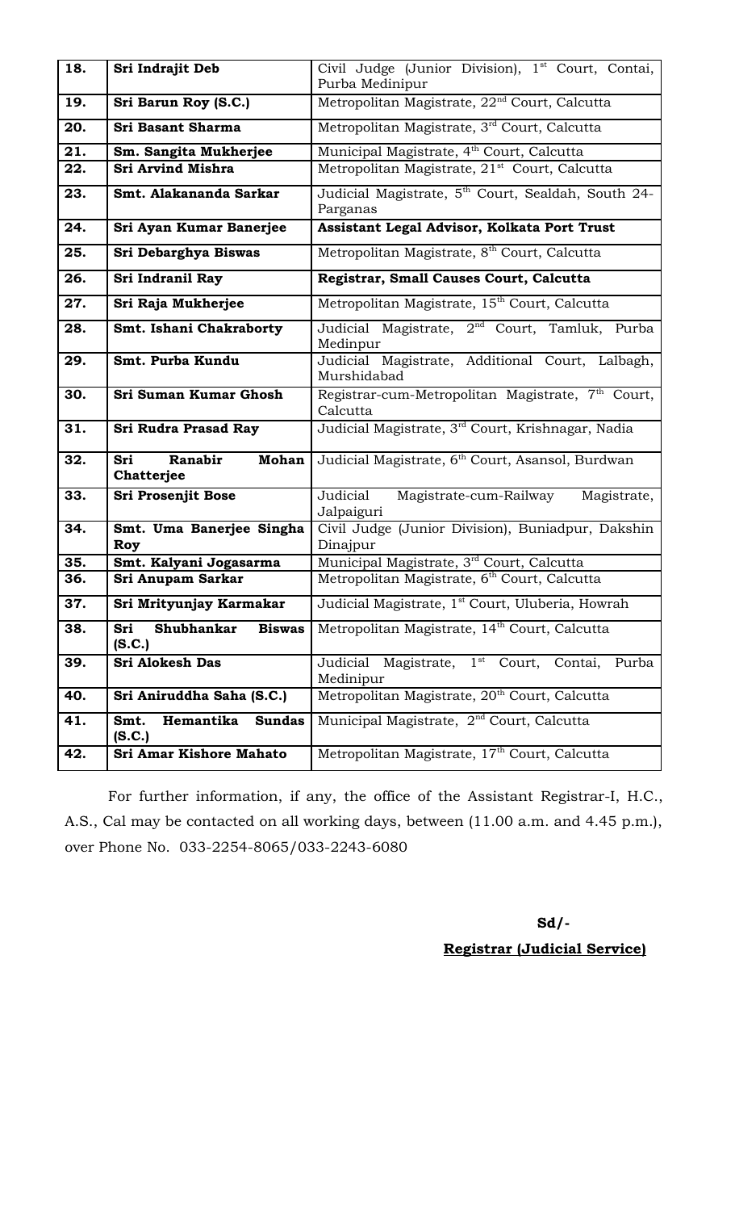| | | |
|---|---|---|
| **18.** | **Sri Indrajit Deb** | Civil Judge (Junior Division), 1st Court, Contai, Purba Medinipur |
| **19.** | **Sri Barun Roy (S.C.)** | Metropolitan Magistrate, 22nd Court, Calcutta |
| **20.** | **Sri Basant Sharma** | Metropolitan Magistrate, 3rd Court, Calcutta |
| **21.** | **Sm. Sangita Mukherjee** | Municipal Magistrate, 4th Court, Calcutta |
| **22.** | **Sri Arvind Mishra** | Metropolitan Magistrate, 21st Court, Calcutta |
| **23.** | **Smt. Alakananda Sarkar** | Judicial Magistrate, 5th Court, Sealdah, South 24-Parganas |
| **24.** | **Sri Ayan Kumar Banerjee** | **Assistant Legal Advisor, Kolkata Port Trust** |
| **25.** | **Sri Debarghya Biswas** | Metropolitan Magistrate, 8th Court, Calcutta |
| **26.** | **Sri Indranil Ray** | **Registrar, Small Causes Court, Calcutta** |
| **27.** | **Sri Raja Mukherjee** | Metropolitan Magistrate, 15th Court, Calcutta |
| **28.** | **Smt. Ishani Chakraborty** | Judicial Magistrate, 2nd Court, Tamluk, Purba Medinpur |
| **29.** | **Smt. Purba Kundu** | Judicial Magistrate, Additional Court, Lalbagh, Murshidabad |
| **30.** | **Sri Suman Kumar Ghosh** | Registrar-cum-Metropolitan Magistrate, 7th Court, Calcutta |
| **31.** | **Sri Rudra Prasad Ray** | Judicial Magistrate, 3rd Court, Krishnagar, Nadia |
| **32.** | **Sri Ranabir Mohan Chatterjee** | Judicial Magistrate, 6th Court, Asansol, Burdwan |
| **33.** | **Sri Prosenjit Bose** | Judicial Magistrate-cum-Railway Magistrate, Jalpaiguri |
| **34.** | **Smt. Uma Banerjee Singha Roy** | Civil Judge (Junior Division), Buniadpur, Dakshin Dinajpur |
| **35.** | **Smt. Kalyani Jogasarma** | Municipal Magistrate, 3rd Court, Calcutta |
| **36.** | **Sri Anupam Sarkar** | Metropolitan Magistrate, 6th Court, Calcutta |
| **37.** | **Sri Mrityunjay Karmakar** | Judicial Magistrate, 1st Court, Uluberia, Howrah |
| **38.** | **Sri Shubhankar Biswas (S.C.)** | Metropolitan Magistrate, 14th Court, Calcutta |
| **39.** | **Sri Alokesh Das** | Judicial Magistrate, 1st Court, Contai, Purba Medinipur |
| **40.** | **Sri Aniruddha Saha (S.C.)** | Metropolitan Magistrate, 20th Court, Calcutta |
| **41.** | **Smt. Hemantika Sundas (S.C.)** | Municipal Magistrate, 2nd Court, Calcutta |
| **42.** | **Sri Amar Kishore Mahato** | Metropolitan Magistrate, 17th Court, Calcutta |

For further information, if any, the office of the Assistant Registrar-I, H.C., A.S., Cal may be contacted on all working days, between (11.00 a.m. and 4.45 p.m.), over Phone No. 033-2254-8065/033-2243-6080

**Sd/-**

**Registrar (Judicial Service)**